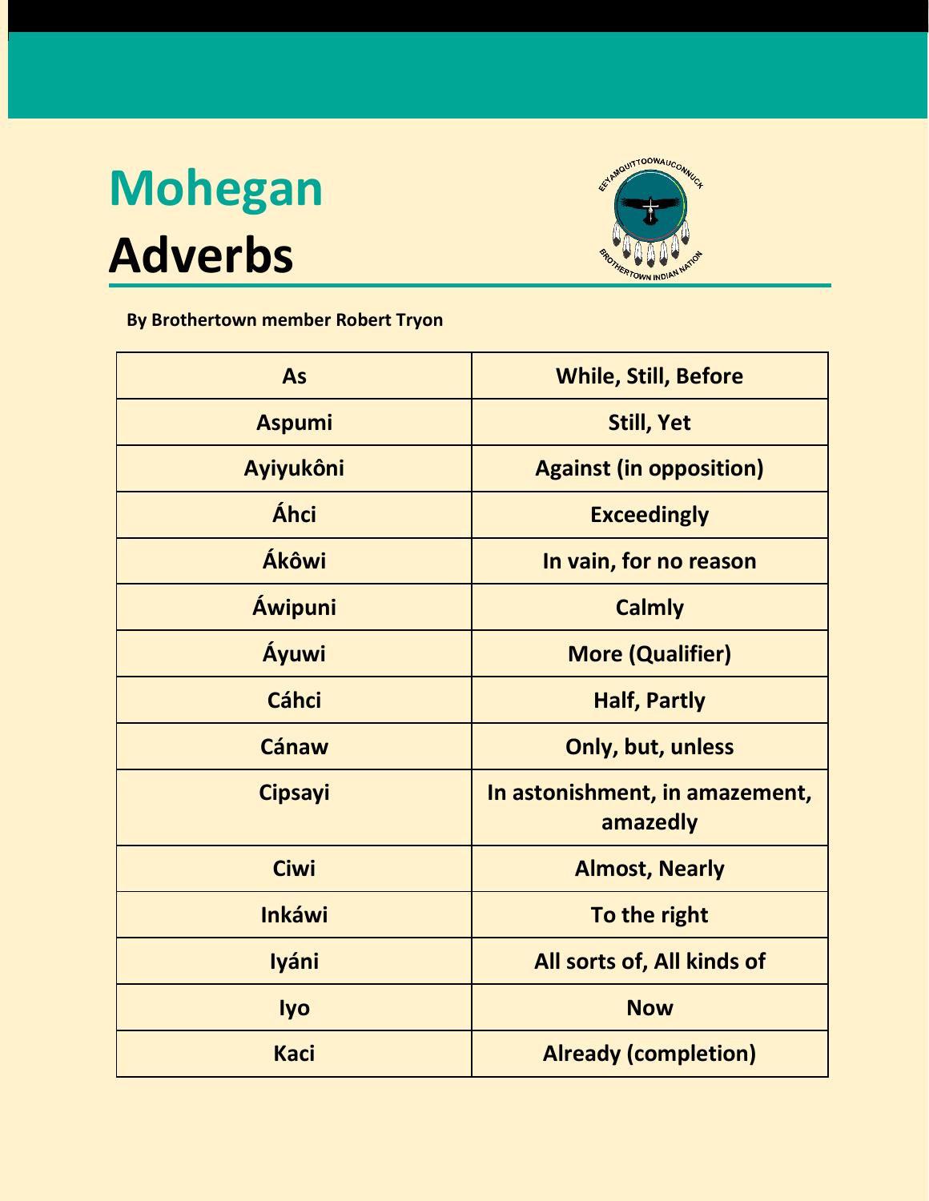# Mohegan Adverbs

**By Brothertown member Robert Tryon**

| As | While, Still, Before |
|---|---|
| Aspumi | Still, Yet |
| Ayiyukôni | Against (in opposition) |
| Áhci | Exceedingly |
| Ákôwi | In vain, for no reason |
| Áwipuni | Calmly |
| Áyuwi | More (Qualifier) |
| Cáhci | Half, Partly |
| Cánaw | Only, but, unless |
| Cipsayi | In astonishment, in amazement, amazedly |
| Ciwi | Almost, Nearly |
| Inkáwi | To the right |
| Iyáni | All sorts of, All kinds of |
| Iyo | Now |
| Kaci | Already (completion) |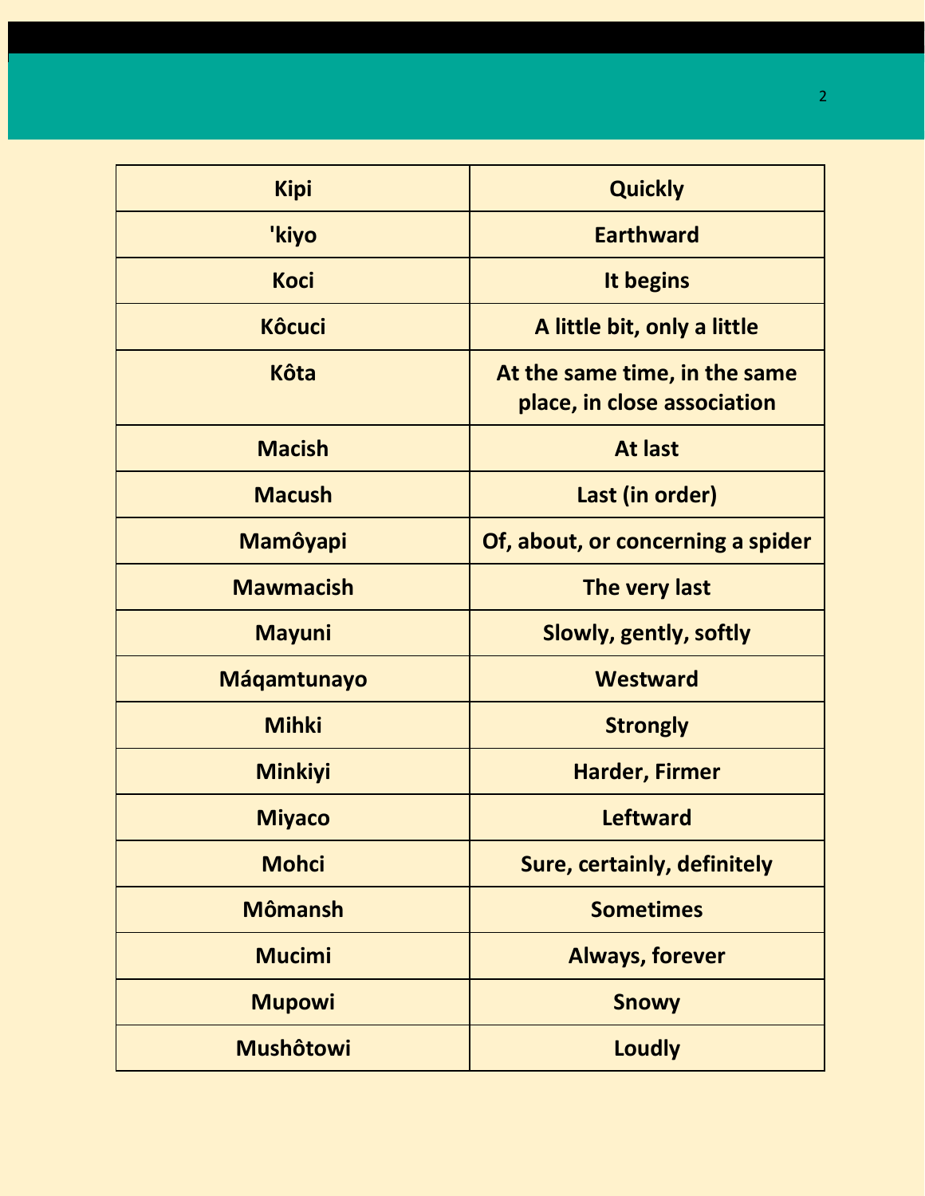| Kipi | Quickly |
|---|---|
| 'kiyo | Earthward |
| Koci | It begins |
| Kôcuci | A little bit, only a little |
| Kôta | At the same time, in the same place, in close association |
| Macish | At last |
| Macush | Last (in order) |
| Mamôyapi | Of, about, or concerning a spider |
| Mawmacish | The very last |
| Mayuni | Slowly, gently, softly |
| Máqamtunayo | Westward |
| Mihki | Strongly |
| Minkiyi | Harder, Firmer |
| Miyaco | Leftward |
| Mohci | Sure, certainly, definitely |
| Mômansh | Sometimes |
| Mucimi | Always, forever |
| Mupowi | Snowy |
| Mushôtowi | Loudly |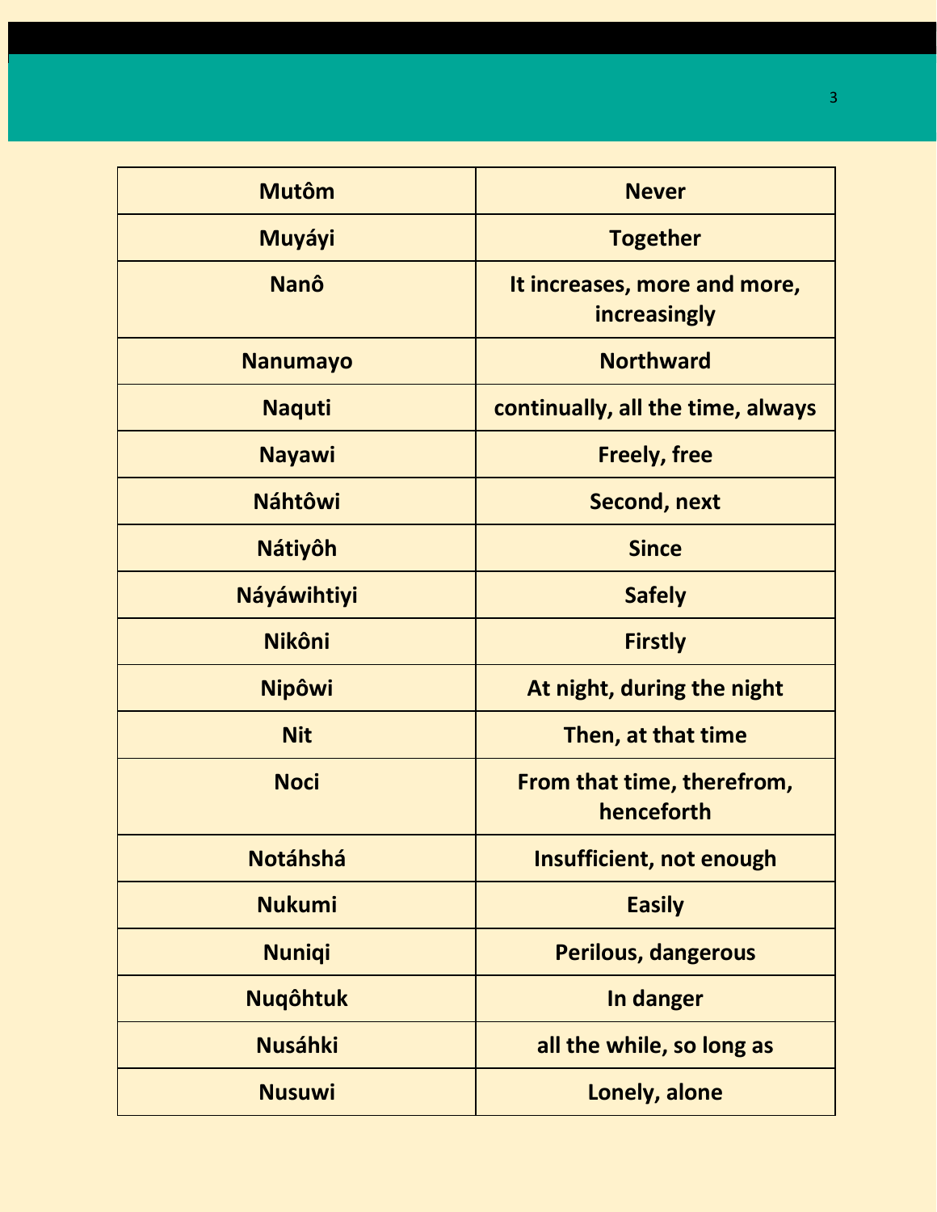| Mutôm | Never |
|---|---|
| Muyáyi | Together |
| Nanô | It increases, more and more, increasingly |
| Nanumayo | Northward |
| Naquti | continually, all the time, always |
| Nayawi | Freely, free |
| Náhtôwi | Second, next |
| Nátiyôh | Since |
| Náyáwihtiyi | Safely |
| Nikôni | Firstly |
| Nipôwi | At night, during the night |
| Nit | Then, at that time |
| Noci | From that time, therefrom, henceforth |
| Notáhshá | Insufficient, not enough |
| Nukumi | Easily |
| Nuniqi | Perilous, dangerous |
| Nuqôhtuk | In danger |
| Nusáhki | all the while, so long as |
| Nusuwi | Lonely, alone |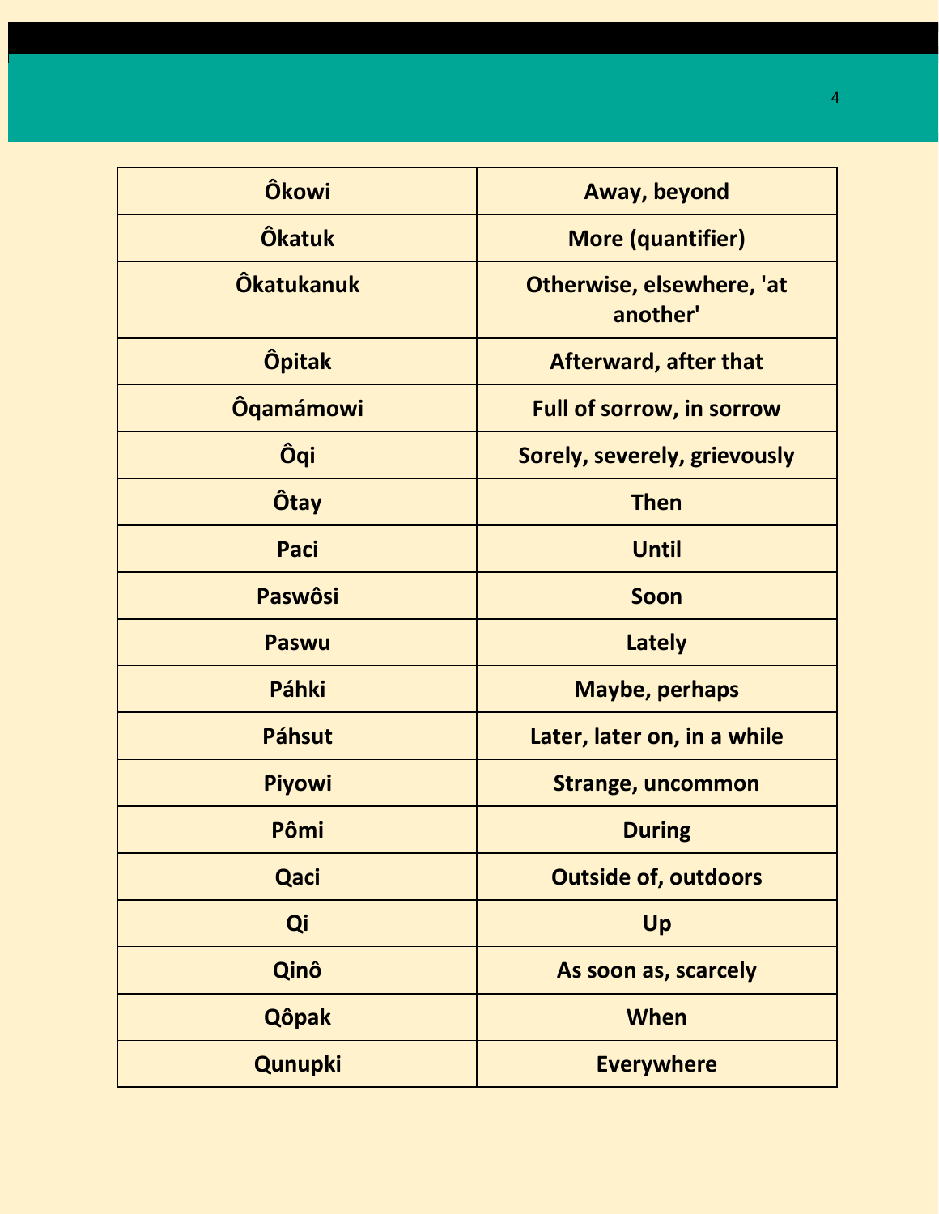| Ôkowi | Away, beyond |
| --- | --- |
| Ôkatuk | More (quantifier) |
| Ôkatukanuk | Otherwise, elsewhere, 'at another' |
| Ôpitak | Afterward, after that |
| Ôqamámowi | Full of sorrow, in sorrow |
| Ôqi | Sorely, severely, grievously |
| Ôtay | Then |
| Paci | Until |
| Paswôsi | Soon |
| Paswu | Lately |
| Páhki | Maybe, perhaps |
| Páhsut | Later, later on, in a while |
| Piyowi | Strange, uncommon |
| Pômi | During |
| Qaci | Outside of, outdoors |
| Qi | Up |
| Qinô | As soon as, scarcely |
| Qôpak | When |
| Qunupki | Everywhere |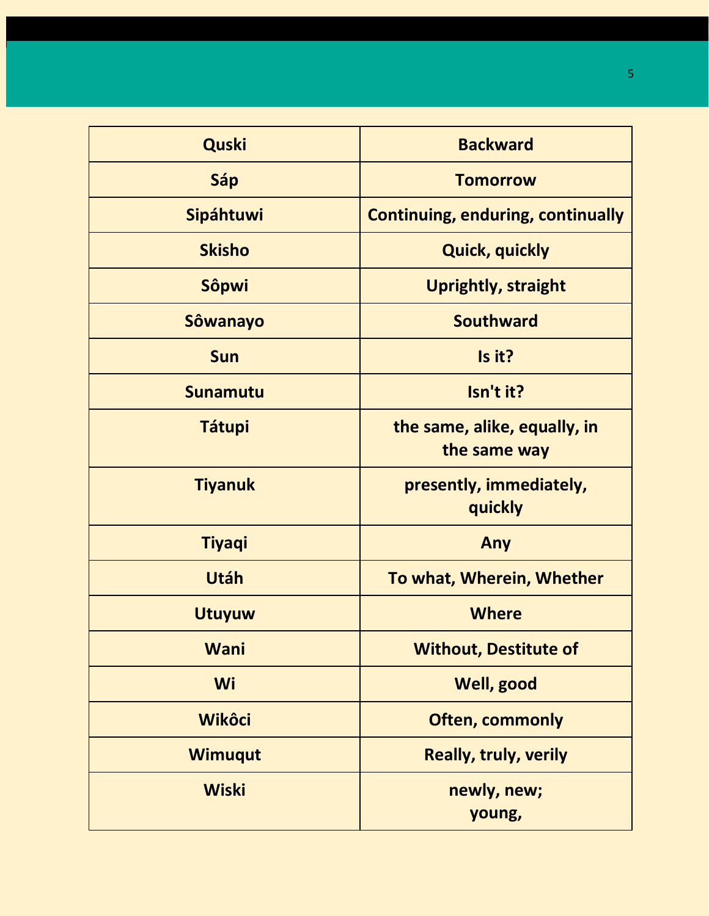| Quski | Backward |
| --- | --- |
| Sáp | Tomorrow |
| Sipáhtuwi | Continuing, enduring, continually |
| Skisho | Quick, quickly |
| Sôpwi | Uprightly, straight |
| Sôwanayo | Southward |
| Sun | Is it? |
| Sunamutu | Isn't it? |
| Tátupi | the same, alike, equally, in the same way |
| Tiyanuk | presently, immediately, quickly |
| Tiyaqi | Any |
| Utáh | To what, Wherein, Whether |
| Utuyuw | Where |
| Wani | Without, Destitute of |
| Wi | Well, good |
| Wikôci | Often, commonly |
| Wimuqut | Really, truly, verily |
| Wiski | newly, new; young, |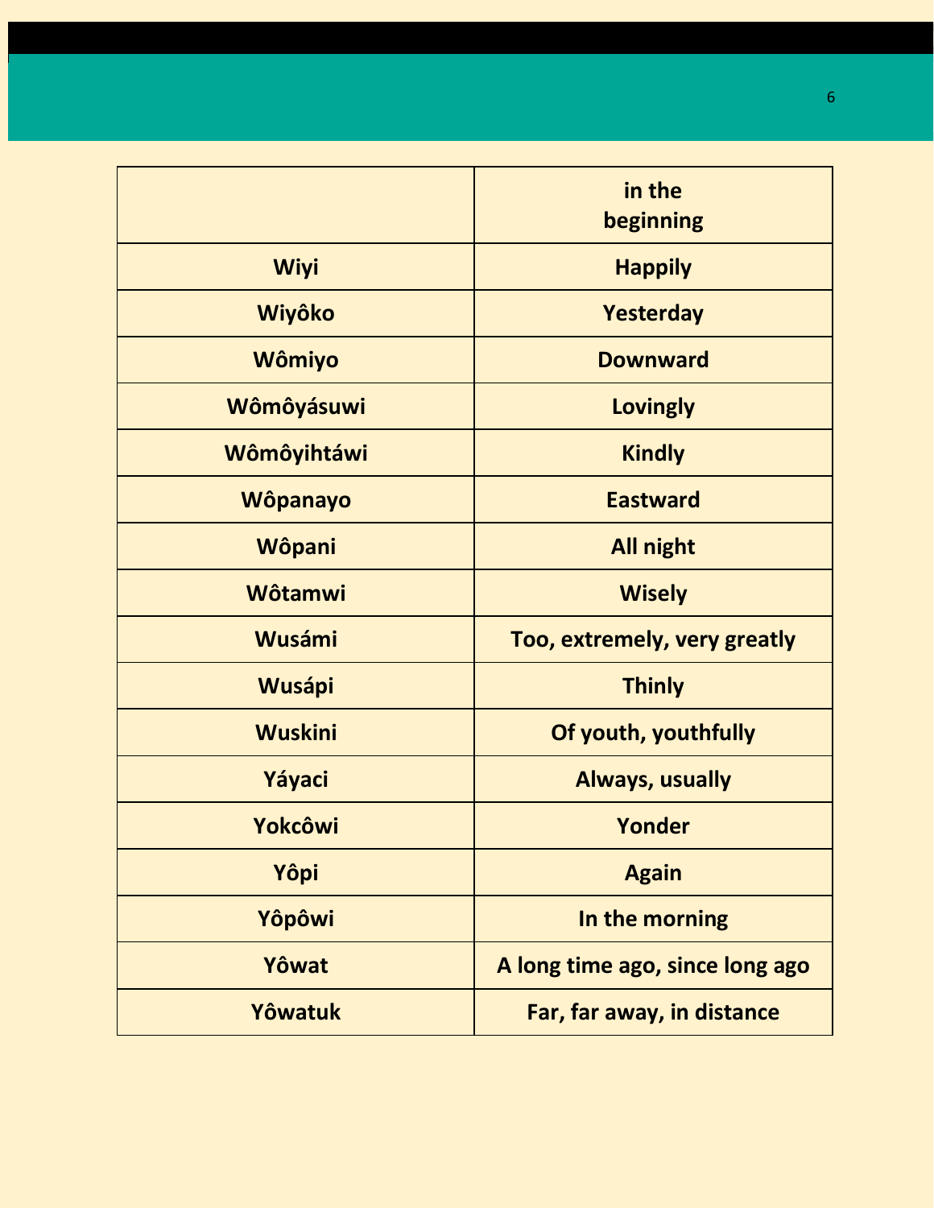| | in the beginning |
|---|---|
| Wiyi | Happily |
| Wiyôko | Yesterday |
| Wômiyo | Downward |
| Wômôyásuwi | Lovingly |
| Wômôyihtáwi | Kindly |
| Wôpanayo | Eastward |
| Wôpani | All night |
| Wôtamwi | Wisely |
| Wusámi | Too, extremely, very greatly |
| Wusápi | Thinly |
| Wuskini | Of youth, youthfully |
| Yáyaci | Always, usually |
| Yokcôwi | Yonder |
| Yôpi | Again |
| Yôpôwi | In the morning |
| Yôwat | A long time ago, since long ago |
| Yôwatuk | Far, far away, in distance |